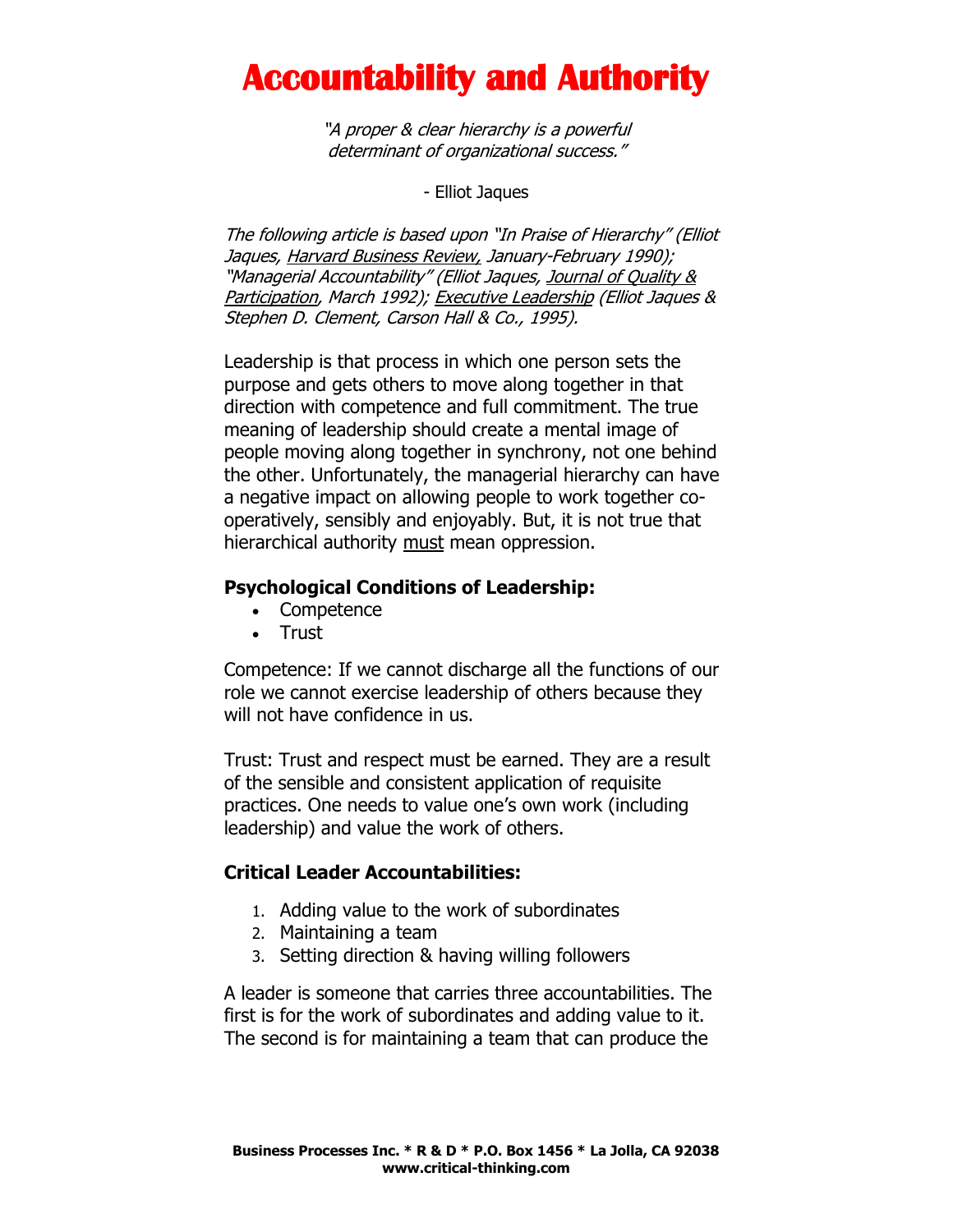# Accountability and Authority

*"A proper & clear hierarchy is a powerful determinant of organizational success."*

- Elliot Jaques

*The following article is based upon "In Praise of Hierarchy" (Elliot Jaques, Harvard Business Review, January-February 1990); "Managerial Accountability" (Elliot Jaques, Journal of Quality & Participation, March 1992); Executive Leadership (Elliot Jaques & Stephen D. Clement, Carson Hall & Co., 1995).*

Leadership is that process in which one person sets the purpose and gets others to move along together in that direction with competence and full commitment. The true meaning of leadership should create a mental image of people moving along together in synchrony, not one behind the other. Unfortunately, the managerial hierarchy can have a negative impact on allowing people to work together co-operatively, sensibly and enjoyably. But, it is not true that hierarchical authority must mean oppression.

### Psychological Conditions of Leadership:

- Competence
- Trust

Competence: If we cannot discharge all the functions of our role we cannot exercise leadership of others because they will not have confidence in us.

Trust: Trust and respect must be earned. They are a result of the sensible and consistent application of requisite practices. One needs to value one's own work (including leadership) and value the work of others.

### Critical Leader Accountabilities:

1. Adding value to the work of subordinates
2. Maintaining a team
3. Setting direction & having willing followers

A leader is someone that carries three accountabilities. The first is for the work of subordinates and adding value to it. The second is for maintaining a team that can produce the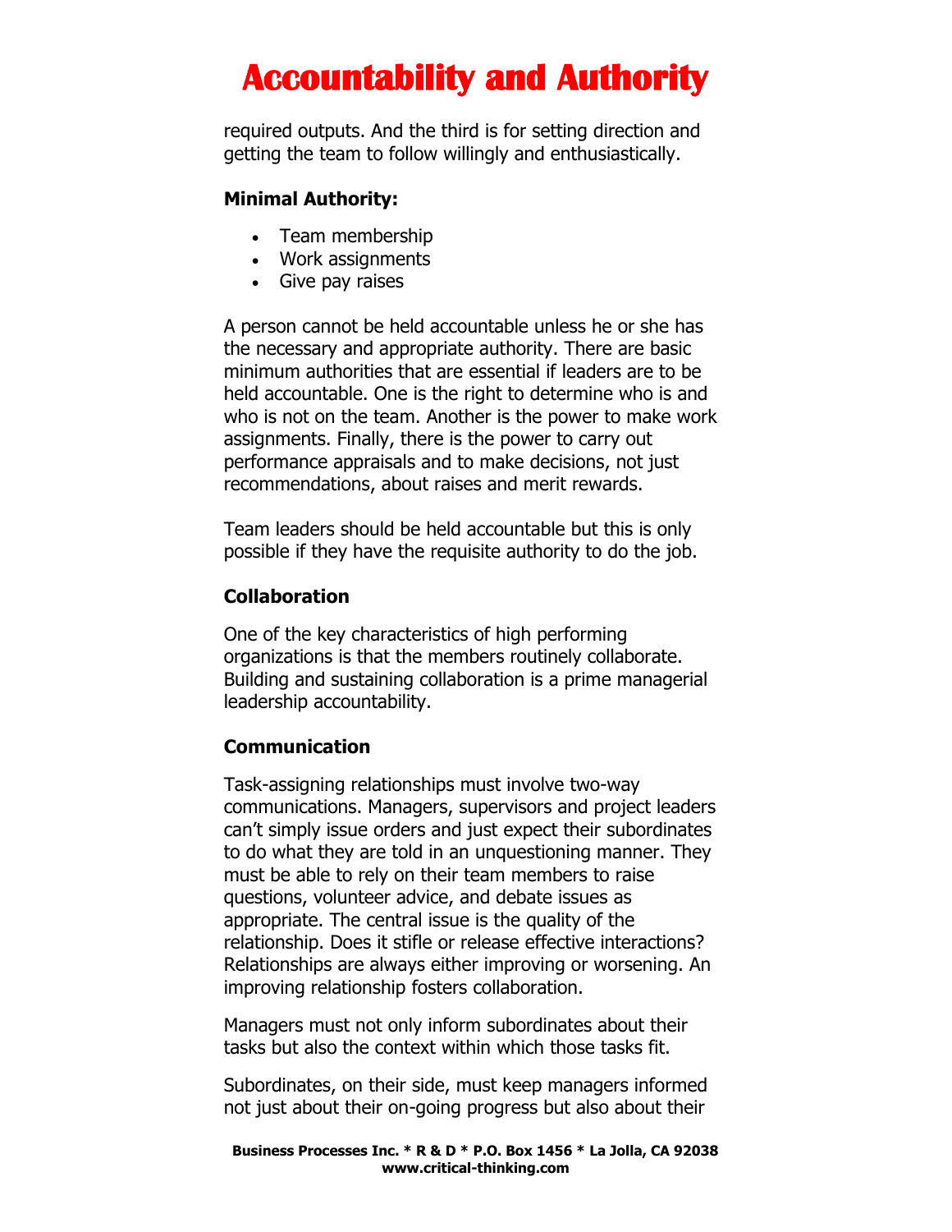required outputs. And the third is for setting direction and getting the team to follow willingly and enthusiastically.

**Minimal Authority:**

- Team membership
- Work assignments
- Give pay raises

A person cannot be held accountable unless he or she has the necessary and appropriate authority. There are basic minimum authorities that are essential if leaders are to be held accountable. One is the right to determine who is and who is not on the team. Another is the power to make work assignments. Finally, there is the power to carry out performance appraisals and to make decisions, not just recommendations, about raises and merit rewards.

Team leaders should be held accountable but this is only possible if they have the requisite authority to do the job.

**Collaboration**

One of the key characteristics of high performing organizations is that the members routinely collaborate. Building and sustaining collaboration is a prime managerial leadership accountability.

**Communication**

Task-assigning relationships must involve two-way communications. Managers, supervisors and project leaders can't simply issue orders and just expect their subordinates to do what they are told in an unquestioning manner. They must be able to rely on their team members to raise questions, volunteer advice, and debate issues as appropriate. The central issue is the quality of the relationship. Does it stifle or release effective interactions? Relationships are always either improving or worsening. An improving relationship fosters collaboration.

Managers must not only inform subordinates about their tasks but also the context within which those tasks fit.

Subordinates, on their side, must keep managers informed not just about their on-going progress but also about their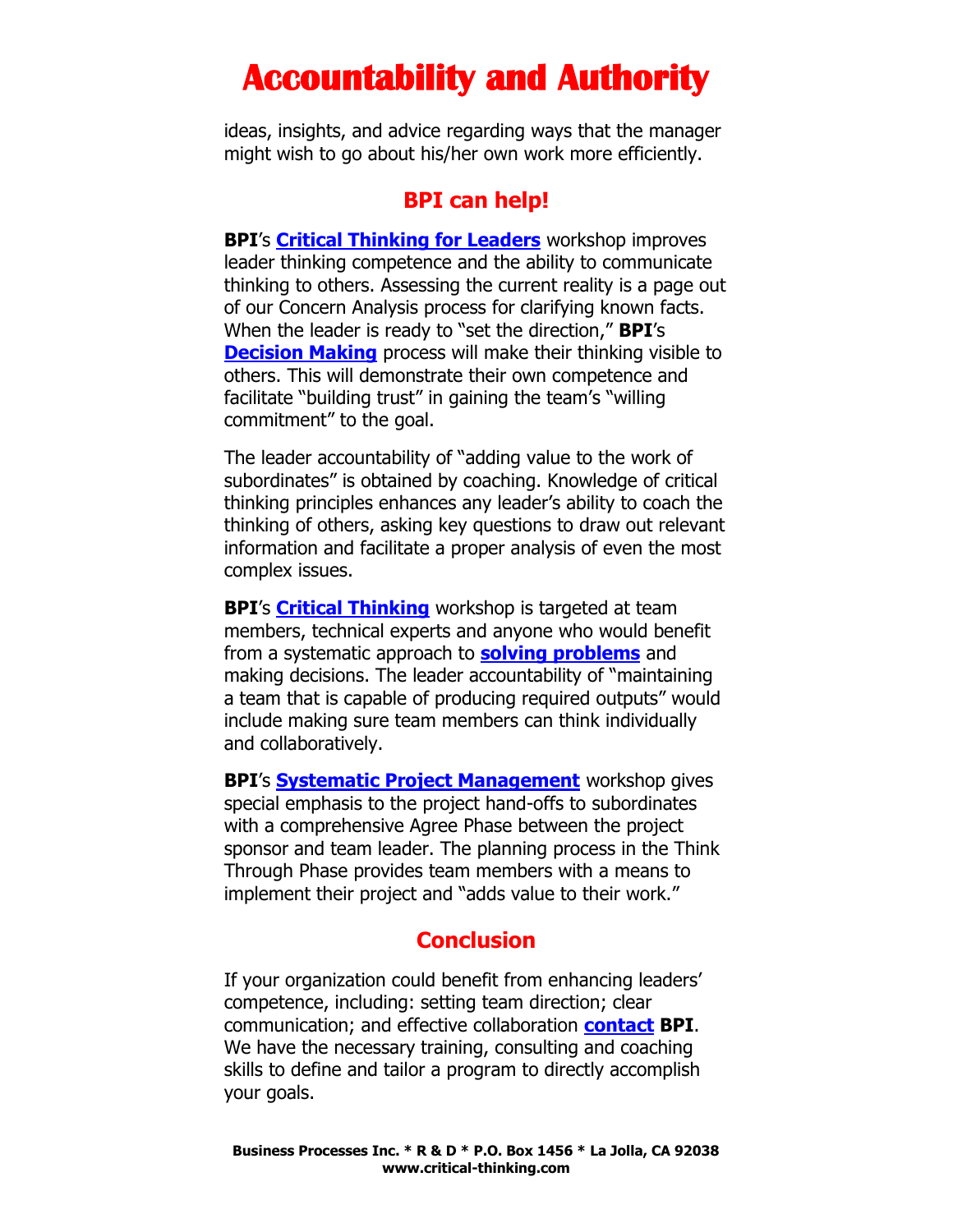ideas, insights, and advice regarding ways that the manager might wish to go about his/her own work more efficiently.

## BPI can help!

**BPI**'s **Critical Thinking for Leaders** workshop improves leader thinking competence and the ability to communicate thinking to others. Assessing the current reality is a page out of our Concern Analysis process for clarifying known facts. When the leader is ready to "set the direction," **BPI**'s **Decision Making** process will make their thinking visible to others. This will demonstrate their own competence and facilitate "building trust" in gaining the team's "willing commitment" to the goal.

The leader accountability of "adding value to the work of subordinates" is obtained by coaching. Knowledge of critical thinking principles enhances any leader's ability to coach the thinking of others, asking key questions to draw out relevant information and facilitate a proper analysis of even the most complex issues.

**BPI**'s **Critical Thinking** workshop is targeted at team members, technical experts and anyone who would benefit from a systematic approach to **solving problems** and making decisions. The leader accountability of "maintaining a team that is capable of producing required outputs" would include making sure team members can think individually and collaboratively.

**BPI**'s **Systematic Project Management** workshop gives special emphasis to the project hand-offs to subordinates with a comprehensive Agree Phase between the project sponsor and team leader. The planning process in the Think Through Phase provides team members with a means to implement their project and "adds value to their work."

## Conclusion

If your organization could benefit from enhancing leaders' competence, including: setting team direction; clear communication; and effective collaboration **contact** **BPI**. We have the necessary training, consulting and coaching skills to define and tailor a program to directly accomplish your goals.

**Business Processes Inc. * R & D * P.O. Box 1456 * La Jolla, CA 92038**
**www.critical-thinking.com**